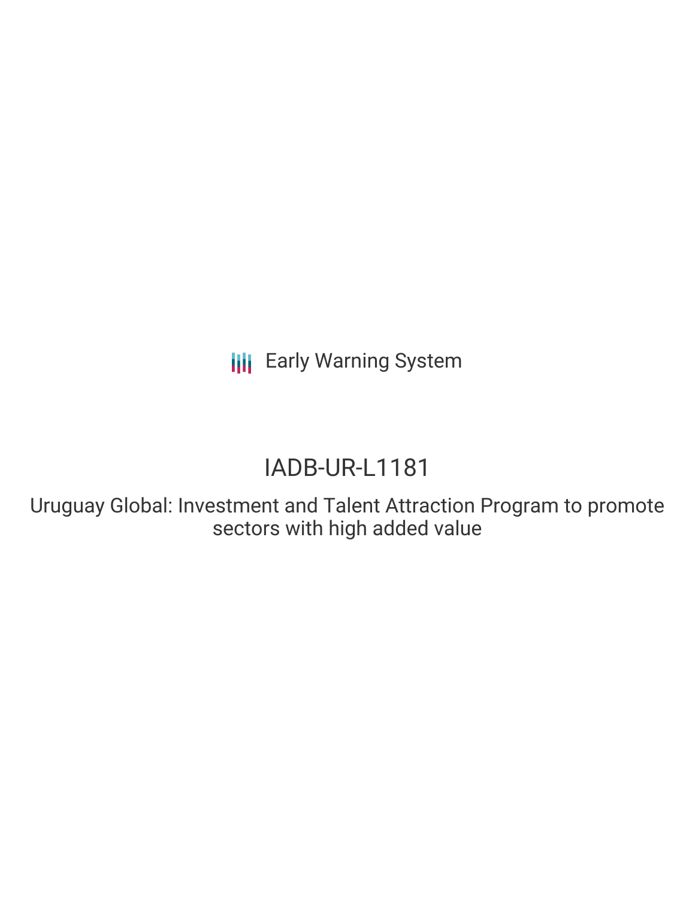Early Warning System

# IADB-UR-L1181

Uruguay Global: Investment and Talent Attraction Program to promote sectors with high added value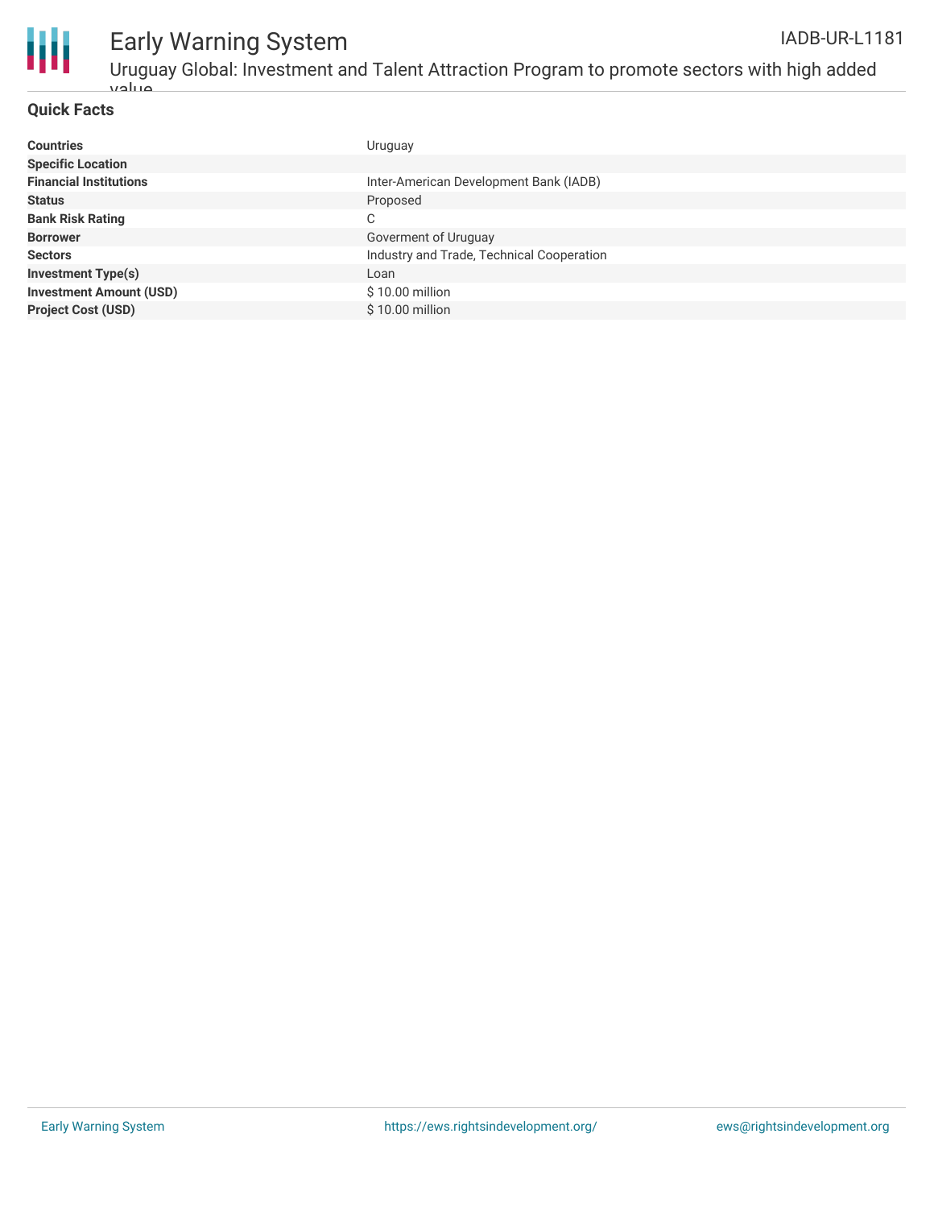## Quick Facts

| | |
|---|---|
| **Countries** | Uruguay |
| **Specific Location** | |
| **Financial Institutions** | Inter-American Development Bank (IADB) |
| **Status** | Proposed |
| **Bank Risk Rating** | C |
| **Borrower** | Goverment of Uruguay |
| **Sectors** | Industry and Trade, Technical Cooperation |
| **Investment Type(s)** | Loan |
| **Investment Amount (USD)** | $ 10.00 million |
| **Project Cost (USD)** | $ 10.00 million |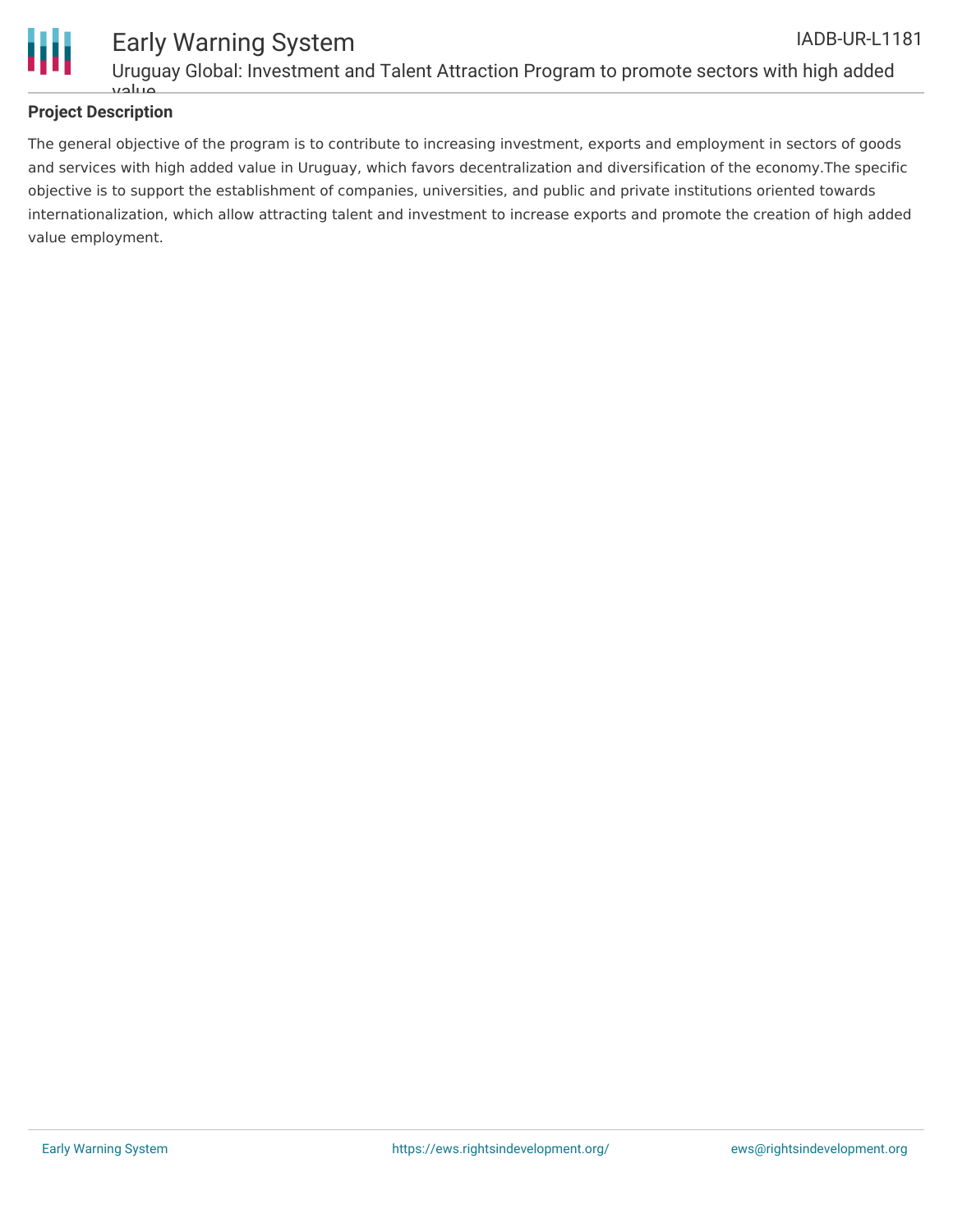## Project Description

The general objective of the program is to contribute to increasing investment, exports and employment in sectors of goods and services with high added value in Uruguay, which favors decentralization and diversification of the economy.The specific objective is to support the establishment of companies, universities, and public and private institutions oriented towards internationalization, which allow attracting talent and investment to increase exports and promote the creation of high added value employment.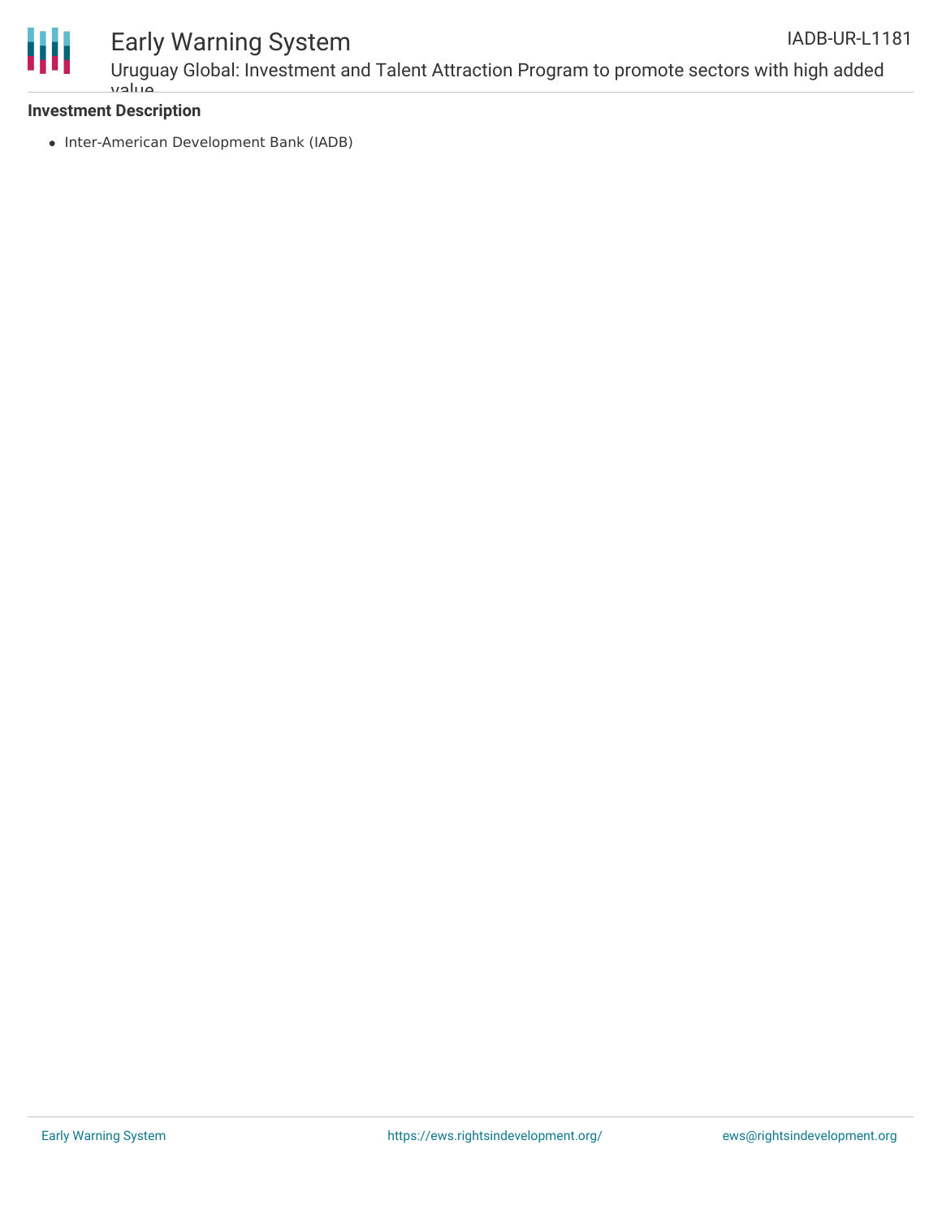**Investment Description**

- Inter-American Development Bank (IADB)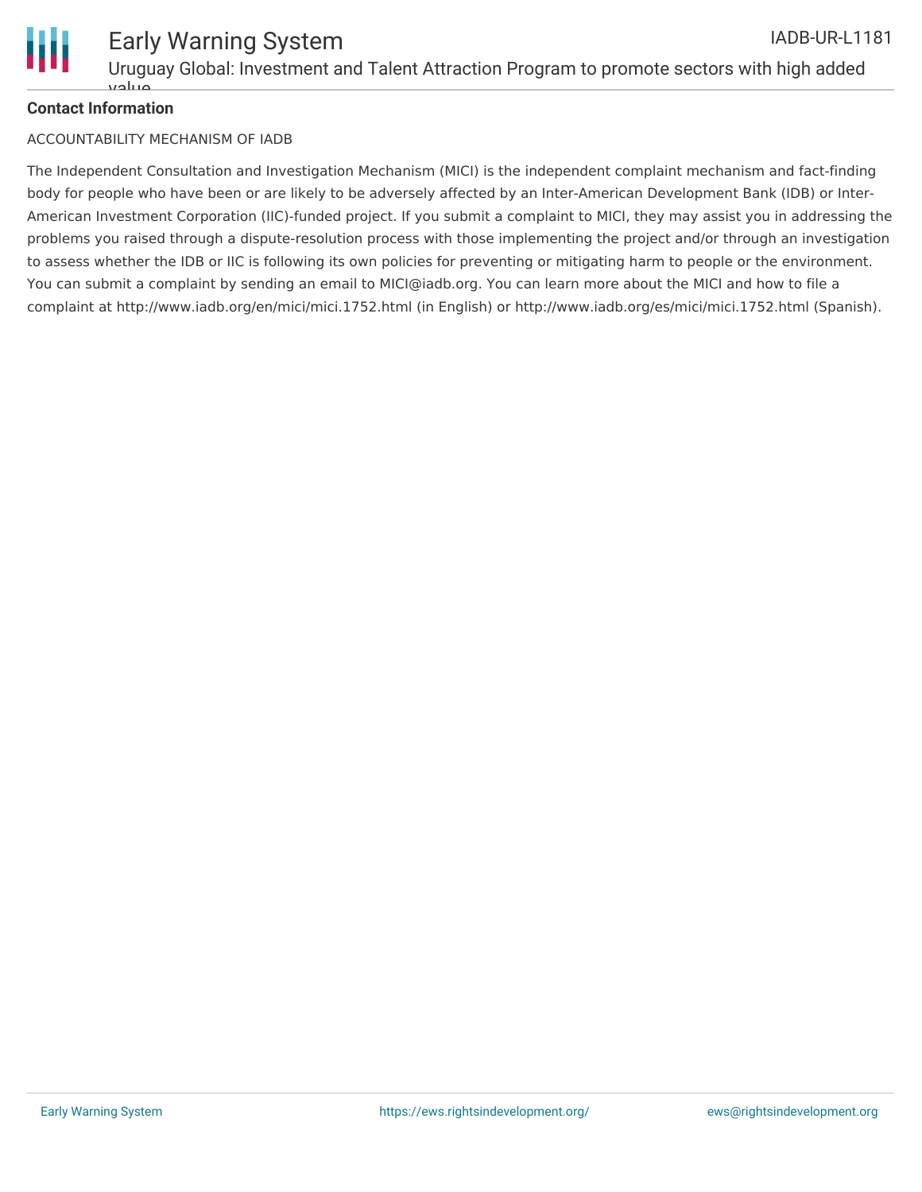**Contact Information**

ACCOUNTABILITY MECHANISM OF IADB

The Independent Consultation and Investigation Mechanism (MICI) is the independent complaint mechanism and fact-finding body for people who have been or are likely to be adversely affected by an Inter-American Development Bank (IDB) or Inter-American Investment Corporation (IIC)-funded project. If you submit a complaint to MICI, they may assist you in addressing the problems you raised through a dispute-resolution process with those implementing the project and/or through an investigation to assess whether the IDB or IIC is following its own policies for preventing or mitigating harm to people or the environment. You can submit a complaint by sending an email to MICI@iadb.org. You can learn more about the MICI and how to file a complaint at http://www.iadb.org/en/mici/mici.1752.html (in English) or http://www.iadb.org/es/mici/mici.1752.html (Spanish).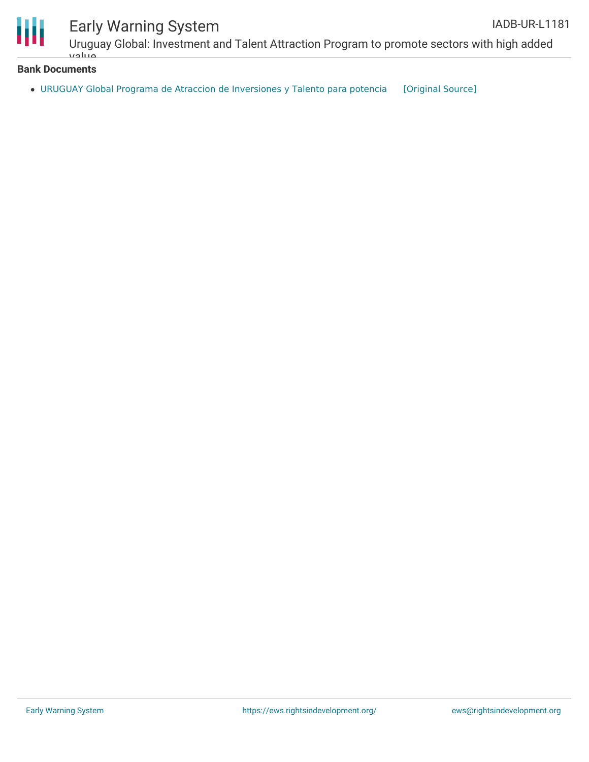**Bank Documents**

- URUGUAY Global Programa de Atraccion de Inversiones y Talento para potencia [Original Source]